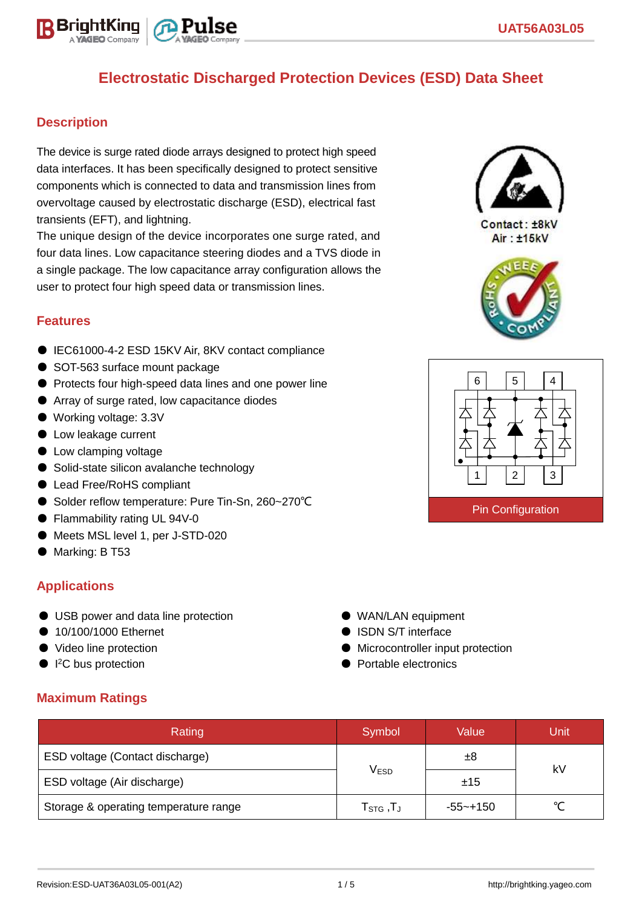# Electrostatic Discharged Protection Devices (ESD) Data Sheet

## Description

The device is surge rated diode arrays designed to protect high speed data interfaces. It has been specifically designed to protect sensitive components which is connected to data and transmission lines from overvoltage caused by electrostatic discharge (ESD), electrical fast transients (EFT), and lightning.

The unique design of the device incorporates one surge rated, and four data lines. Low capacitance steering diodes and a TVS diode in a single package. The low capacitance array configuration allows the user to protect four high speed data or transmission lines.

Contact : ±8kV
Air : ±15kV

## Features

- IEC61000-4-2 ESD 15KV Air, 8KV contact compliance
- SOT-563 surface mount package
- Protects four high-speed data lines and one power line
- Array of surge rated, low capacitance diodes
- Working voltage: 3.3V
- Low leakage current
- Low clamping voltage
- Solid-state silicon avalanche technology
- Lead Free/RoHS compliant
- Solder reflow temperature: Pure Tin-Sn, 260~270℃
- Flammability rating UL 94V-0
- Meets MSL level 1, per J-STD-020
- Marking: B T53

Pin Configuration

## Applications

- USB power and data line protection
- 10/100/1000 Ethernet
- Video line protection
- I[2]C bus protection
- WAN/LAN equipment
- ISDN S/T interface
- Microcontroller input protection
- Portable electronics

## Maximum Ratings

| Rating | Symbol | Value | Unit |
|---|---|---|---|
| ESD voltage (Contact discharge) | $V_{ESD}$ | ±8 | kV |
| ESD voltage (Air discharge) | | ±15 | |
| Storage & operating temperature range | $T_{STG}$ ,$T_J$ | -55~+150 | ℃ |

Revision:ESD-UAT36A03L05-001(A2) http://brightking.yageo.com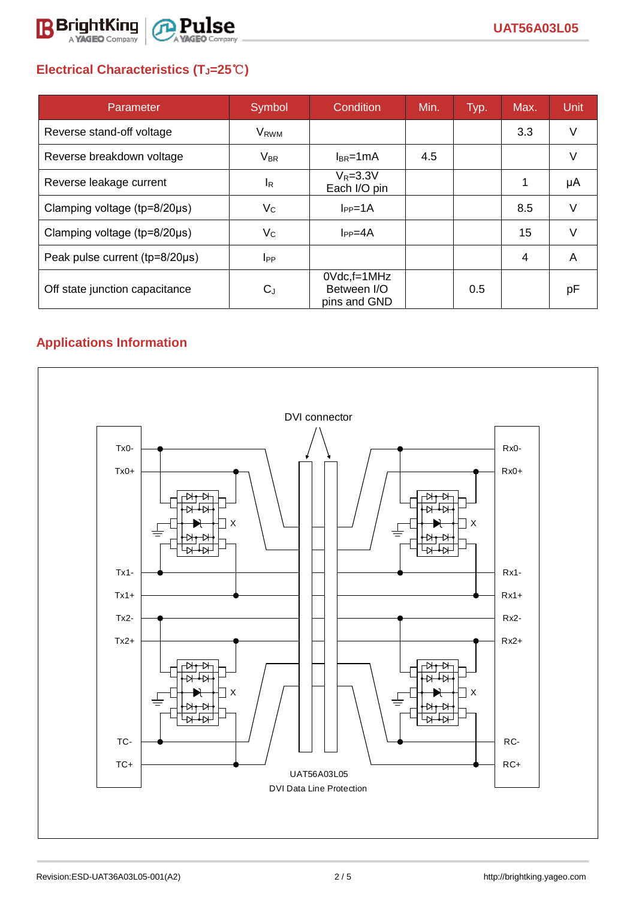## Electrical Characteristics ($T_J$=25℃)

| Parameter | Symbol | Condition | Min. | Typ. | Max. | Unit |
|---|---|---|---|---|---|---|
| Reverse stand-off voltage | $V_{RWM}$ | | | | 3.3 | V |
| Reverse breakdown voltage | $V_{BR}$ | $I_{BR}$=1mA | 4.5 | | | V |
| Reverse leakage current | $I_R$ | $V_R$=3.3V Each I/O pin | | | 1 | μA |
| Clamping voltage (tp=8/20μs) | $V_C$ | $I_{PP}$=1A | | | 8.5 | V |
| Clamping voltage (tp=8/20μs) | $V_C$ | $I_{PP}$=4A | | | 15 | V |
| Peak pulse current (tp=8/20μs) | $I_{PP}$ | | | | 4 | A |
| Off state junction capacitance | $C_J$ | 0Vdc,f=1MHz Between I/O pins and GND | | 0.5 | | pF |

## Applications Information

DVI connector

Tx0-, Tx0+, Tx1-, Tx1+, Tx2-, Tx2+, TC-, TC+

Rx0-, Rx0+, Rx1-, Rx1+, Rx2-, Rx2+, RC-, RC+

UAT56A03L05

DVI Data Line Protection

Revision:ESD-UAT36A03L05-001(A2)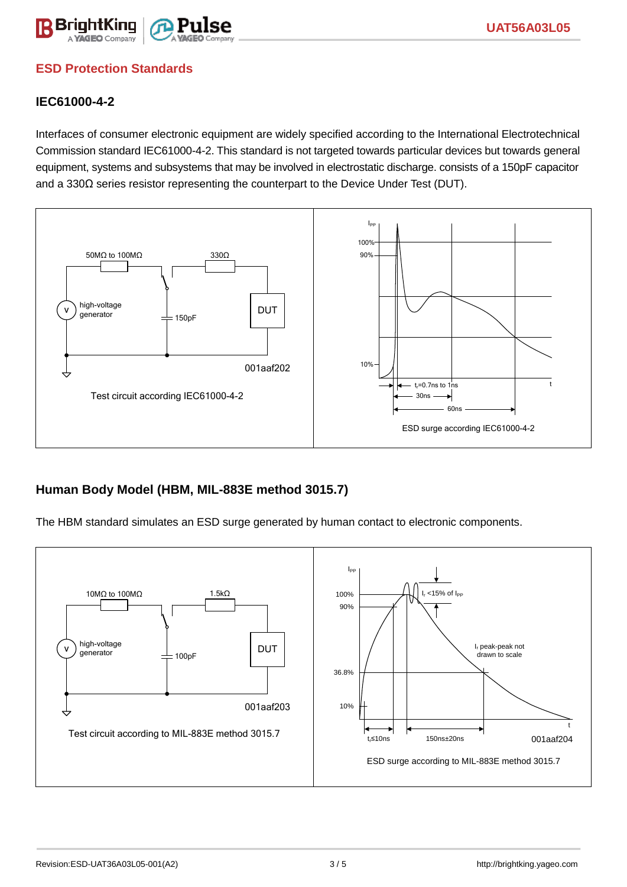## ESD Protection Standards

### IEC61000-4-2

Interfaces of consumer electronic equipment are widely specified according to the International Electrotechnical Commission standard IEC61000-4-2. This standard is not targeted towards particular devices but towards general equipment, systems and subsystems that may be involved in electrostatic discharge. consists of a 150pF capacitor and a 330Ω series resistor representing the counterpart to the Device Under Test (DUT).

Test circuit according IEC61000-4-2

ESD surge according IEC61000-4-2

### Human Body Model (HBM, MIL-883E method 3015.7)

The HBM standard simulates an ESD surge generated by human contact to electronic components.

Test circuit according to MIL-883E method 3015.7

ESD surge according to MIL-883E method 3015.7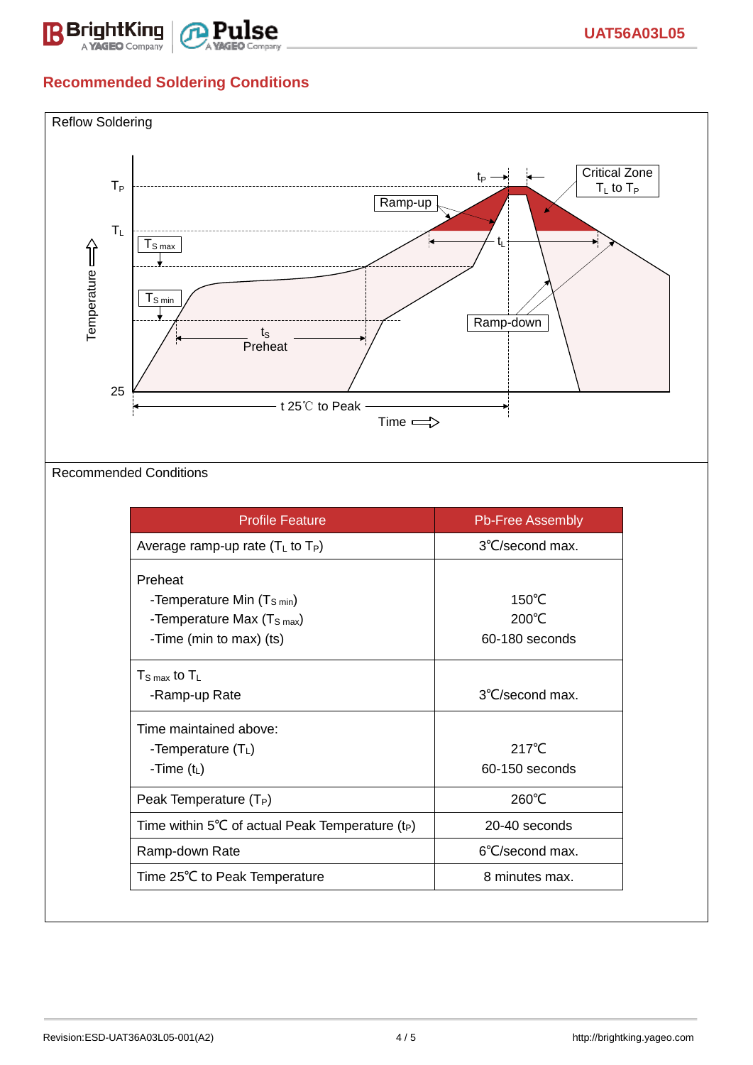## Recommended Soldering Conditions

Reflow Soldering

Recommended Conditions

| Profile Feature | Pb-Free Assembly |
|---|---|
| Average ramp-up rate ($T_L$ to $T_P$) | 3℃/second max. |
| Preheat<br>-Temperature Min ($T_{S\,min}$)<br>-Temperature Max ($T_{S\,max}$)<br>-Time (min to max) (ts) | <br>150℃<br>200℃<br>60-180 seconds |
| $T_{S\,max}$ to $T_L$<br>-Ramp-up Rate | <br>3℃/second max. |
| Time maintained above:<br>-Temperature ($T_L$)<br>-Time ($t_L$) | <br>217℃<br>60-150 seconds |
| Peak Temperature ($T_P$) | 260℃ |
| Time within 5℃ of actual Peak Temperature ($t_P$) | 20-40 seconds |
| Ramp-down Rate | 6℃/second max. |
| Time 25℃ to Peak Temperature | 8 minutes max. |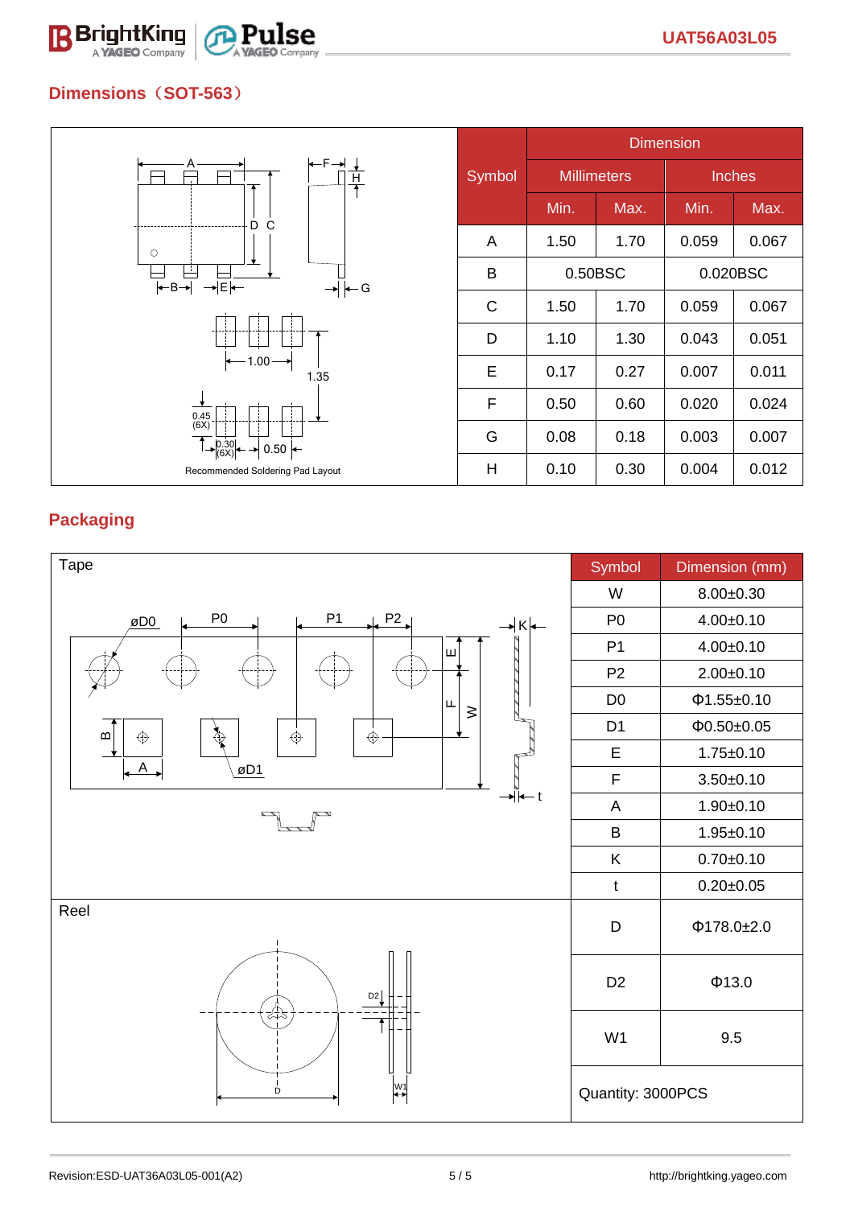## Dimensions（SOT-563）

A
F
H
D C
B
E
G
1.00
1.35
0.45 (6X)
0.30 (6X)
0.50
Recommended Soldering Pad Layout

| Symbol | Dimension | | | |
|---|---|---|---|---|
| | Millimeters | | Inches | |
| | Min. | Max. | Min. | Max. |
| A | 1.50 | 1.70 | 0.059 | 0.067 |
| B | 0.50BSC | | 0.020BSC | |
| C | 1.50 | 1.70 | 0.059 | 0.067 |
| D | 1.10 | 1.30 | 0.043 | 0.051 |
| E | 0.17 | 0.27 | 0.007 | 0.011 |
| F | 0.50 | 0.60 | 0.020 | 0.024 |
| G | 0.08 | 0.18 | 0.003 | 0.007 |
| H | 0.10 | 0.30 | 0.004 | 0.012 |

## Packaging

Tape

øD0
P0
P1
P2
K
E
F
W
B
A
øD1
t

| Symbol | Dimension (mm) |
|---|---|
| W | 8.00±0.30 |
| P0 | 4.00±0.10 |
| P1 | 4.00±0.10 |
| P2 | 2.00±0.10 |
| D0 | Φ1.55±0.10 |
| D1 | Φ0.50±0.05 |
| E | 1.75±0.10 |
| F | 3.50±0.10 |
| A | 1.90±0.10 |
| B | 1.95±0.10 |
| K | 0.70±0.10 |
| t | 0.20±0.05 |

Reel

D2
D
W1

| Symbol | Dimension (mm) |
|---|---|
| D | Φ178.0±2.0 |
| D2 | Φ13.0 |
| W1 | 9.5 |

Quantity: 3000PCS

Revision:ESD-UAT36A03L05-001(A2)

http://brightking.yageo.com